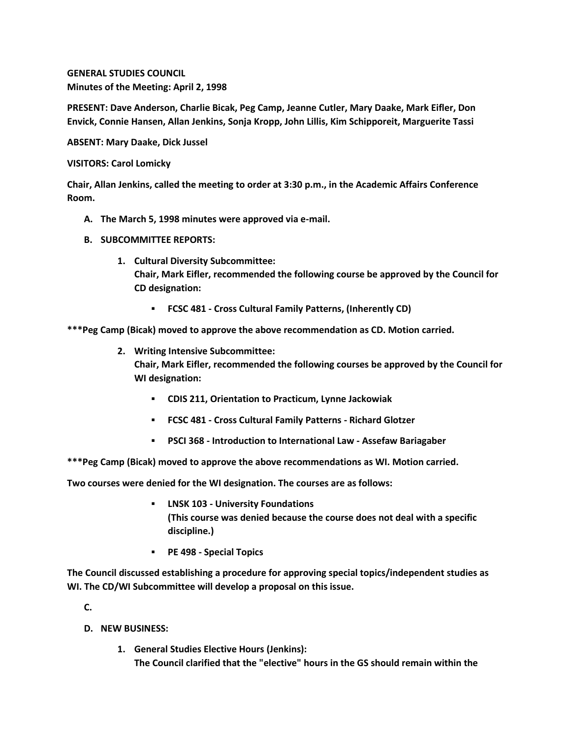**GENERAL STUDIES COUNCIL**
**Minutes of the Meeting: April 2, 1998**

**PRESENT: Dave Anderson, Charlie Bicak, Peg Camp, Jeanne Cutler, Mary Daake, Mark Eifler, Don Envick, Connie Hansen, Allan Jenkins, Sonja Kropp, John Lillis, Kim Schipporeit, Marguerite Tassi**

**ABSENT: Mary Daake, Dick Jussel**

**VISITORS: Carol Lomicky**

**Chair, Allan Jenkins, called the meeting to order at 3:30 p.m., in the Academic Affairs Conference Room.**

**A. The March 5, 1998 minutes were approved via e-mail.**

**B. SUBCOMMITTEE REPORTS:**

**1. Cultural Diversity Subcommittee:**
**Chair, Mark Eifler, recommended the following course be approved by the Council for CD designation:**

- **FCSC 481 - Cross Cultural Family Patterns, (Inherently CD)**

**\*\*\*Peg Camp (Bicak) moved to approve the above recommendation as CD. Motion carried.**

**2. Writing Intensive Subcommittee:**
**Chair, Mark Eifler, recommended the following courses be approved by the Council for WI designation:**

- **CDIS 211, Orientation to Practicum, Lynne Jackowiak**
- **FCSC 481 - Cross Cultural Family Patterns - Richard Glotzer**
- **PSCI 368 - Introduction to International Law - Assefaw Bariagaber**

**\*\*\*Peg Camp (Bicak) moved to approve the above recommendations as WI. Motion carried.**

**Two courses were denied for the WI designation. The courses are as follows:**

- **LNSK 103 - University Foundations**
  **(This course was denied because the course does not deal with a specific discipline.)**
- **PE 498 - Special Topics**

**The Council discussed establishing a procedure for approving special topics/independent studies as WI. The CD/WI Subcommittee will develop a proposal on this issue.**

**C.**

**D. NEW BUSINESS:**

**1. General Studies Elective Hours (Jenkins):**
**The Council clarified that the "elective" hours in the GS should remain within the**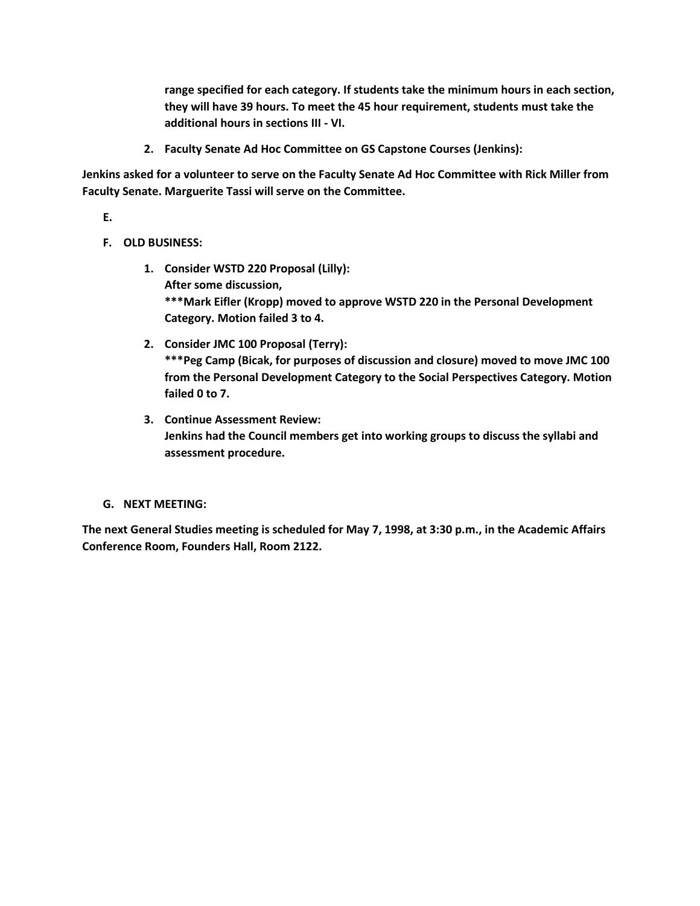**range specified for each category. If students take the minimum hours in each section, they will have 39 hours. To meet the 45 hour requirement, students must take the additional hours in sections III - VI.**

2. **Faculty Senate Ad Hoc Committee on GS Capstone Courses (Jenkins):**

**Jenkins asked for a volunteer to serve on the Faculty Senate Ad Hoc Committee with Rick Miller from Faculty Senate. Marguerite Tassi will serve on the Committee.**

**E.**

**F. OLD BUSINESS:**

1. **Consider WSTD 220 Proposal (Lilly):**
   **After some discussion,**
   **\*\*\*Mark Eifler (Kropp) moved to approve WSTD 220 in the Personal Development Category. Motion failed 3 to 4.**

2. **Consider JMC 100 Proposal (Terry):**
   **\*\*\*Peg Camp (Bicak, for purposes of discussion and closure) moved to move JMC 100 from the Personal Development Category to the Social Perspectives Category. Motion failed 0 to 7.**

3. **Continue Assessment Review:**
   **Jenkins had the Council members get into working groups to discuss the syllabi and assessment procedure.**

**G. NEXT MEETING:**

**The next General Studies meeting is scheduled for May 7, 1998, at 3:30 p.m., in the Academic Affairs Conference Room, Founders Hall, Room 2122.**